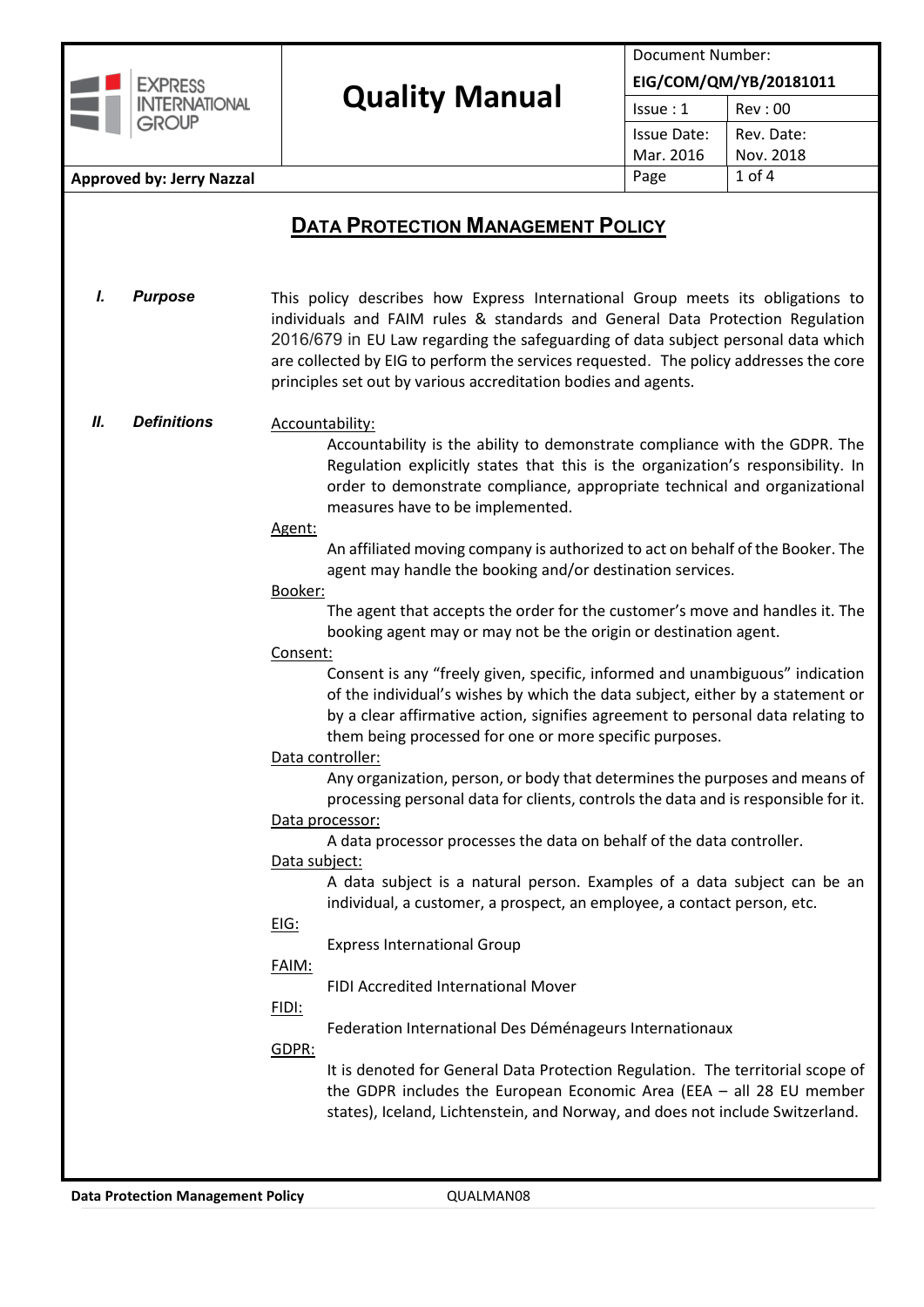# DATA PROTECTION MANAGEMENT POLICY

## I. Purpose

This policy describes how Express International Group meets its obligations to individuals and FAIM rules & standards and General Data Protection Regulation 2016/679 in EU Law regarding the safeguarding of data subject personal data which are collected by EIG to perform the services requested. The policy addresses the core principles set out by various accreditation bodies and agents.

## II. Definitions

Accountability:

Accountability is the ability to demonstrate compliance with the GDPR. The Regulation explicitly states that this is the organization's responsibility. In order to demonstrate compliance, appropriate technical and organizational measures have to be implemented.

Agent:

An affiliated moving company is authorized to act on behalf of the Booker. The agent may handle the booking and/or destination services.

Booker:

The agent that accepts the order for the customer's move and handles it. The booking agent may or may not be the origin or destination agent.

Consent:

Consent is any "freely given, specific, informed and unambiguous" indication of the individual's wishes by which the data subject, either by a statement or by a clear affirmative action, signifies agreement to personal data relating to them being processed for one or more specific purposes.

Data controller:

Any organization, person, or body that determines the purposes and means of processing personal data for clients, controls the data and is responsible for it.

Data processor:

A data processor processes the data on behalf of the data controller.

Data subject:

A data subject is a natural person. Examples of a data subject can be an individual, a customer, a prospect, an employee, a contact person, etc.

EIG:

Express International Group

FAIM:

FIDI Accredited International Mover

FIDI:

Federation International Des Déménageurs Internationaux

GDPR:

It is denoted for General Data Protection Regulation. The territorial scope of the GDPR includes the European Economic Area (EEA – all 28 EU member states), Iceland, Lichtenstein, and Norway, and does not include Switzerland.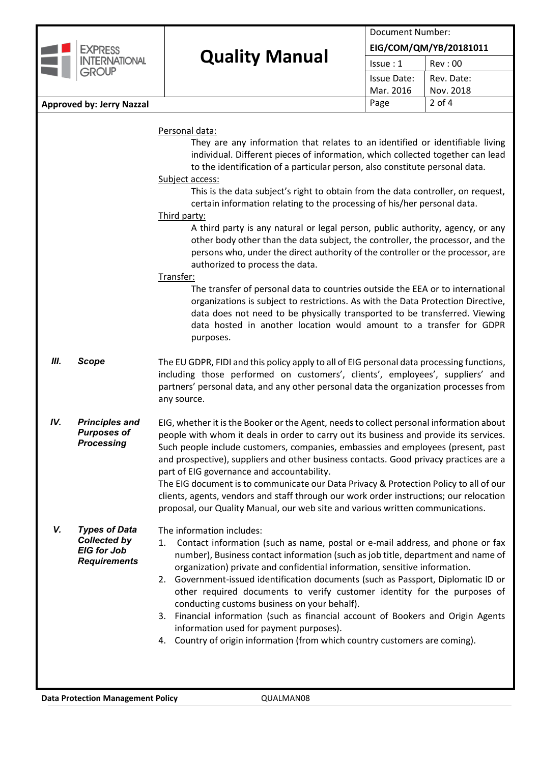Personal data:

They are any information that relates to an identified or identifiable living individual. Different pieces of information, which collected together can lead to the identification of a particular person, also constitute personal data.

Subject access:

This is the data subject's right to obtain from the data controller, on request, certain information relating to the processing of his/her personal data.

Third party:

A third party is any natural or legal person, public authority, agency, or any other body other than the data subject, the controller, the processor, and the persons who, under the direct authority of the controller or the processor, are authorized to process the data.

Transfer:

The transfer of personal data to countries outside the EEA or to international organizations is subject to restrictions. As with the Data Protection Directive, data does not need to be physically transported to be transferred. Viewing data hosted in another location would amount to a transfer for GDPR purposes.

## *III. Scope*

The EU GDPR, FIDI and this policy apply to all of EIG personal data processing functions, including those performed on customers', clients', employees', suppliers' and partners' personal data, and any other personal data the organization processes from any source.

## *IV. Principles and Purposes of Processing*

EIG, whether it is the Booker or the Agent, needs to collect personal information about people with whom it deals in order to carry out its business and provide its services. Such people include customers, companies, embassies and employees (present, past and prospective), suppliers and other business contacts. Good privacy practices are a part of EIG governance and accountability.

The EIG document is to communicate our Data Privacy & Protection Policy to all of our clients, agents, vendors and staff through our work order instructions; our relocation proposal, our Quality Manual, our web site and various written communications.

## *V. Types of Data Collected by EIG for Job Requirements*

The information includes:

1. Contact information (such as name, postal or e-mail address, and phone or fax number), Business contact information (such as job title, department and name of organization) private and confidential information, sensitive information.
2. Government-issued identification documents (such as Passport, Diplomatic ID or other required documents to verify customer identity for the purposes of conducting customs business on your behalf).
3. Financial information (such as financial account of Bookers and Origin Agents information used for payment purposes).
4. Country of origin information (from which country customers are coming).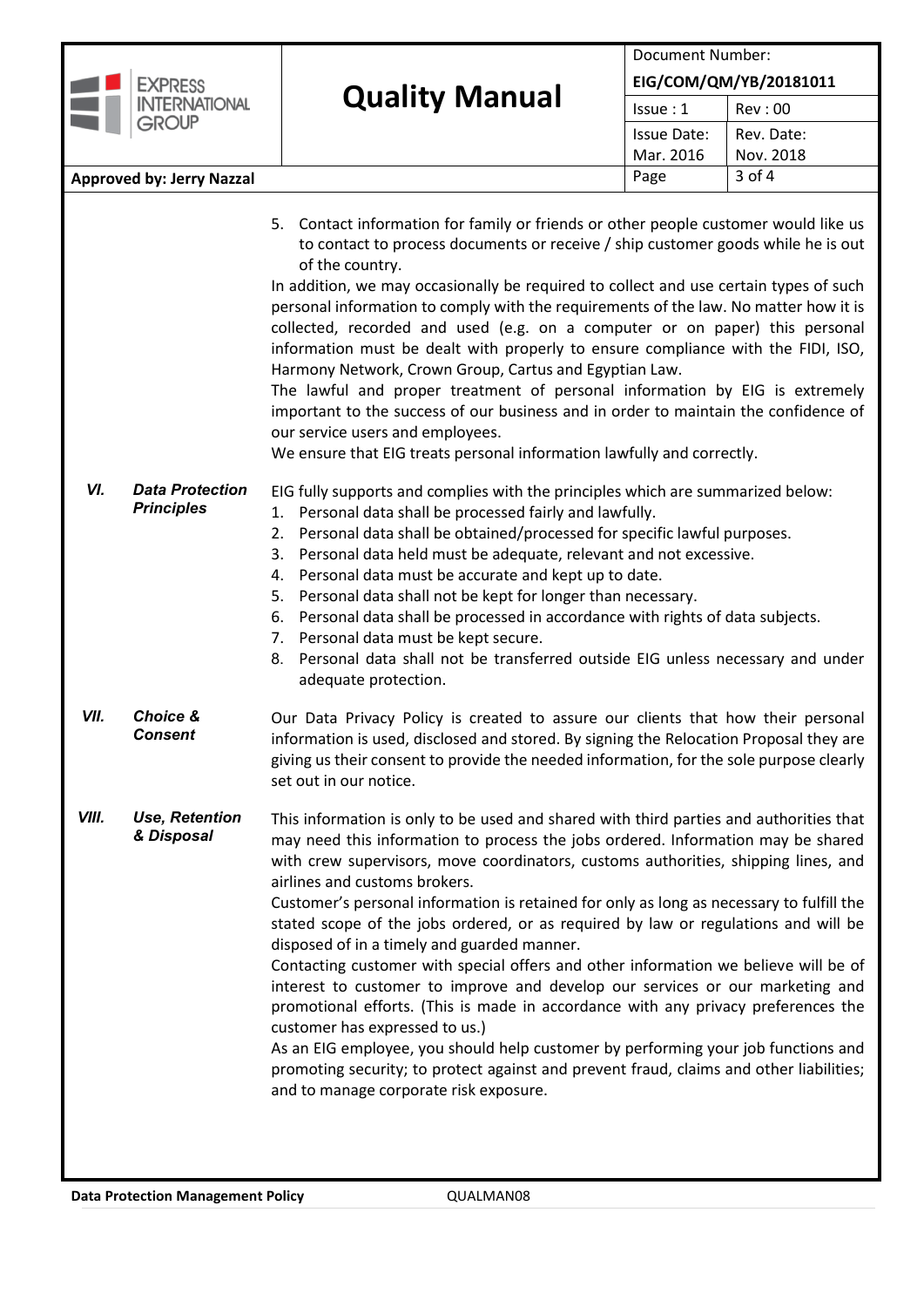5. Contact information for family or friends or other people customer would like us to contact to process documents or receive / ship customer goods while he is out of the country.

In addition, we may occasionally be required to collect and use certain types of such personal information to comply with the requirements of the law. No matter how it is collected, recorded and used (e.g. on a computer or on paper) this personal information must be dealt with properly to ensure compliance with the FIDI, ISO, Harmony Network, Crown Group, Cartus and Egyptian Law.

The lawful and proper treatment of personal information by EIG is extremely important to the success of our business and in order to maintain the confidence of our service users and employees.

We ensure that EIG treats personal information lawfully and correctly.

## VI. *Data Protection Principles*

EIG fully supports and complies with the principles which are summarized below:

1. Personal data shall be processed fairly and lawfully.
2. Personal data shall be obtained/processed for specific lawful purposes.
3. Personal data held must be adequate, relevant and not excessive.
4. Personal data must be accurate and kept up to date.
5. Personal data shall not be kept for longer than necessary.
6. Personal data shall be processed in accordance with rights of data subjects.
7. Personal data must be kept secure.
8. Personal data shall not be transferred outside EIG unless necessary and under adequate protection.

## VII. *Choice & Consent*

Our Data Privacy Policy is created to assure our clients that how their personal information is used, disclosed and stored. By signing the Relocation Proposal they are giving us their consent to provide the needed information, for the sole purpose clearly set out in our notice.

## VIII. *Use, Retention & Disposal*

This information is only to be used and shared with third parties and authorities that may need this information to process the jobs ordered. Information may be shared with crew supervisors, move coordinators, customs authorities, shipping lines, and airlines and customs brokers.

Customer's personal information is retained for only as long as necessary to fulfill the stated scope of the jobs ordered, or as required by law or regulations and will be disposed of in a timely and guarded manner.

Contacting customer with special offers and other information we believe will be of interest to customer to improve and develop our services or our marketing and promotional efforts. (This is made in accordance with any privacy preferences the customer has expressed to us.)

As an EIG employee, you should help customer by performing your job functions and promoting security; to protect against and prevent fraud, claims and other liabilities; and to manage corporate risk exposure.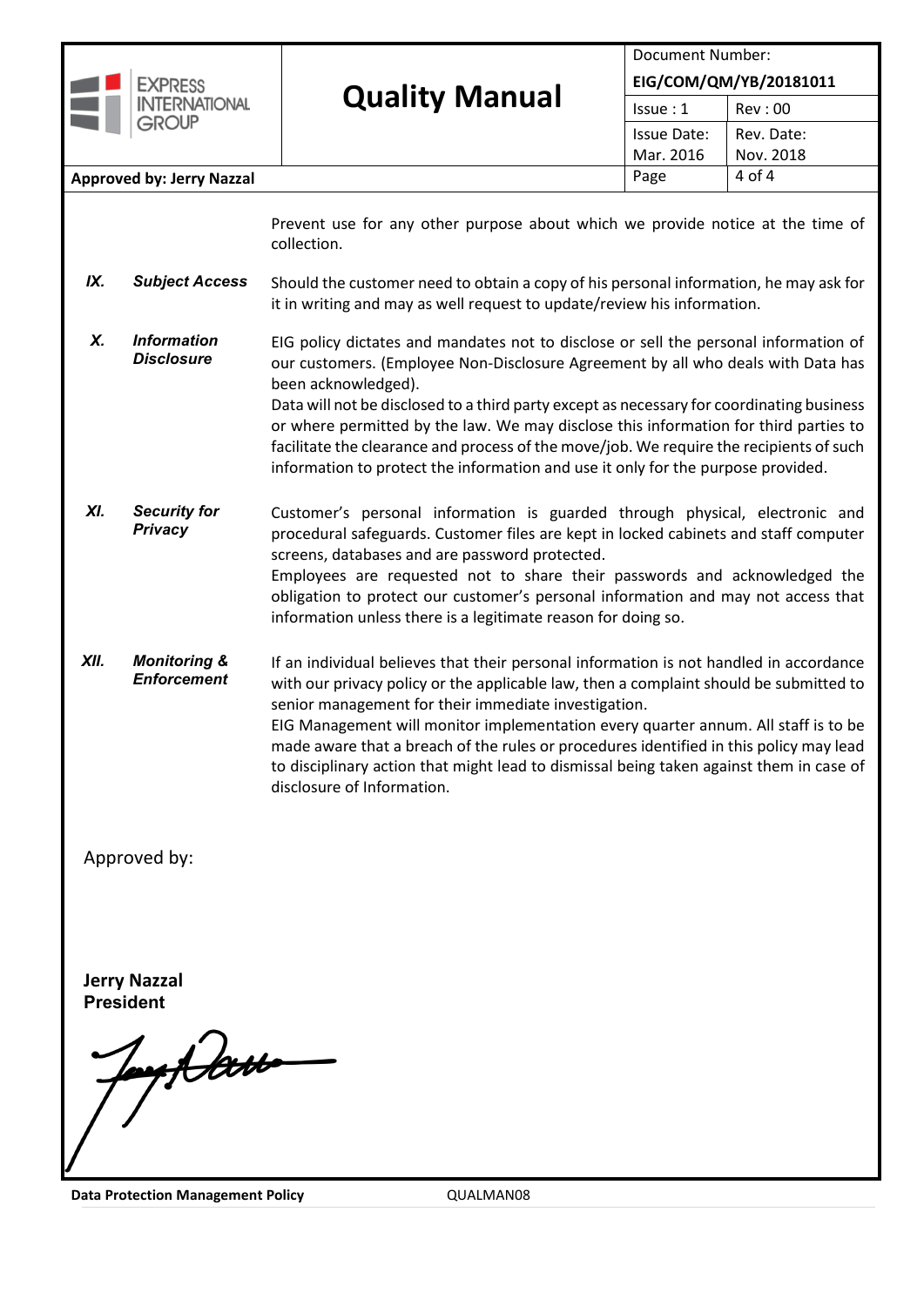Prevent use for any other purpose about which we provide notice at the time of collection.

| | | |
|---|---|---|
| ***IX.*** | ***Subject Access*** | Should the customer need to obtain a copy of his personal information, he may ask for it in writing and may as well request to update/review his information. |
| ***X.*** | ***Information Disclosure*** | EIG policy dictates and mandates not to disclose or sell the personal information of our customers. (Employee Non-Disclosure Agreement by all who deals with Data has been acknowledged).<br>Data will not be disclosed to a third party except as necessary for coordinating business or where permitted by the law. We may disclose this information for third parties to facilitate the clearance and process of the move/job. We require the recipients of such information to protect the information and use it only for the purpose provided. |
| ***XI.*** | ***Security for Privacy*** | Customer's personal information is guarded through physical, electronic and procedural safeguards. Customer files are kept in locked cabinets and staff computer screens, databases and are password protected.<br>Employees are requested not to share their passwords and acknowledged the obligation to protect our customer's personal information and may not access that information unless there is a legitimate reason for doing so. |
| ***XII.*** | ***Monitoring & Enforcement*** | If an individual believes that their personal information is not handled in accordance with our privacy policy or the applicable law, then a complaint should be submitted to senior management for their immediate investigation.<br>EIG Management will monitor implementation every quarter annum. All staff is to be made aware that a breach of the rules or procedures identified in this policy may lead to disciplinary action that might lead to dismissal being taken against them in case of disclosure of Information. |

Approved by:

**Jerry Nazzal**
**President**